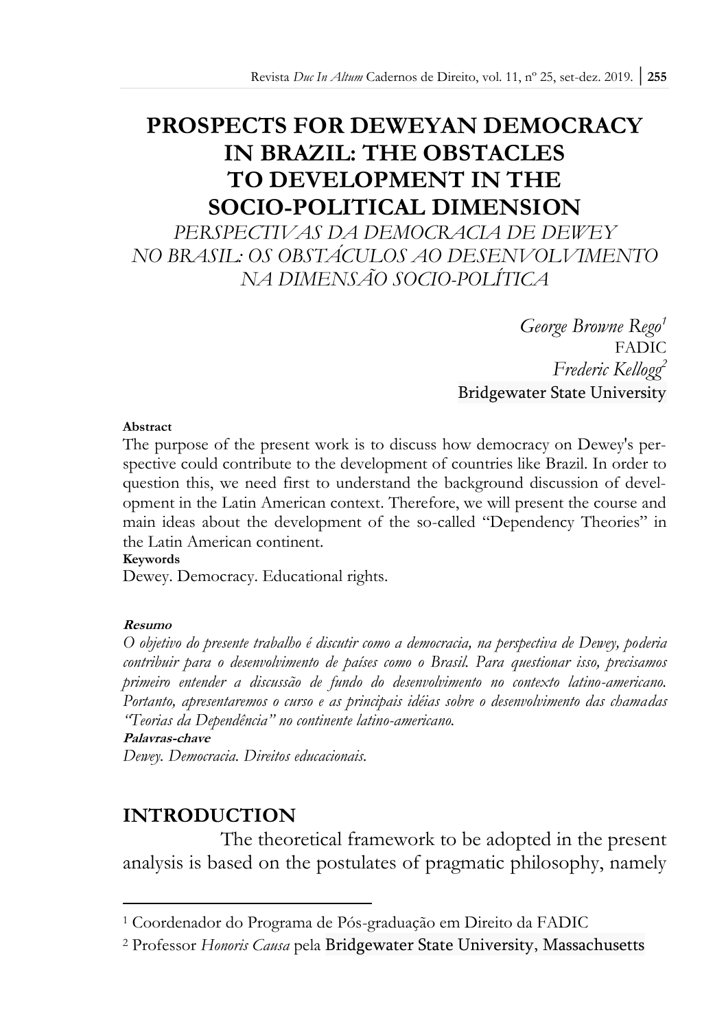# PROSPECTS FOR DEWEYAN DEMOCRACY IN BRAZIL: THE OBSTACLES TO DEVELOPMENT IN THE SOCIO-POLITICAL DIMENSION

*PERSPECTIVAS DA DEMOCRACIA DE DEWEY NO BRASIL: OS OBSTÁCULOS AO DESENVOLVIMENTO NA DIMENSÃO SOCIO-POLÍTICA*

*George Browne Rego*[1]
FADIC
*Frederic Kellogg*[2]
Bridgewater State University

**Abstract**

The purpose of the present work is to discuss how democracy on Dewey's perspective could contribute to the development of countries like Brazil. In order to question this, we need first to understand the background discussion of development in the Latin American context. Therefore, we will present the course and main ideas about the development of the so-called "Dependency Theories" in the Latin American continent.

**Keywords**

Dewey. Democracy. Educational rights.

***Resumo***

*O objetivo do presente trabalho é discutir como a democracia, na perspectiva de Dewey, poderia contribuir para o desenvolvimento de países como o Brasil. Para questionar isso, precisamos primeiro entender a discussão de fundo do desenvolvimento no contexto latino-americano. Portanto, apresentaremos o curso e as principais idéias sobre o desenvolvimento das chamadas "Teorias da Dependência" no continente latino-americano.*

***Palavras-chave***

*Dewey. Democracia. Direitos educacionais.*

## INTRODUCTION

The theoretical framework to be adopted in the present analysis is based on the postulates of pragmatic philosophy, namely

---

[1] Coordenador do Programa de Pós-graduação em Direito da FADIC

[2] Professor *Honoris Causa* pela Bridgewater State University, Massachusetts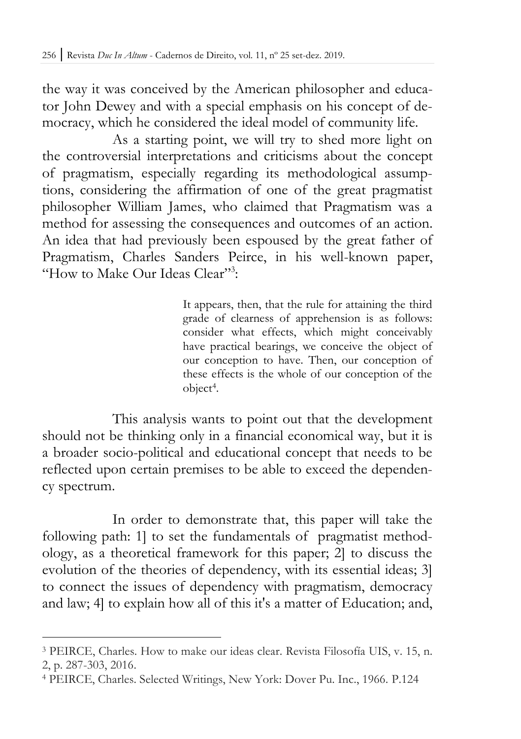the way it was conceived by the American philosopher and educator John Dewey and with a special emphasis on his concept of democracy, which he considered the ideal model of community life.

As a starting point, we will try to shed more light on the controversial interpretations and criticisms about the concept of pragmatism, especially regarding its methodological assumptions, considering the affirmation of one of the great pragmatist philosopher William James, who claimed that Pragmatism was a method for assessing the consequences and outcomes of an action. An idea that had previously been espoused by the great father of Pragmatism, Charles Sanders Peirce, in his well-known paper, "How to Make Our Ideas Clear"[3]:

> It appears, then, that the rule for attaining the third grade of clearness of apprehension is as follows: consider what effects, which might conceivably have practical bearings, we conceive the object of our conception to have. Then, our conception of these effects is the whole of our conception of the object[4].

This analysis wants to point out that the development should not be thinking only in a financial economical way, but it is a broader socio-political and educational concept that needs to be reflected upon certain premises to be able to exceed the dependency spectrum.

In order to demonstrate that, this paper will take the following path: 1] to set the fundamentals of pragmatist methodology, as a theoretical framework for this paper; 2] to discuss the evolution of the theories of dependency, with its essential ideas; 3] to connect the issues of dependency with pragmatism, democracy and law; 4] to explain how all of this it's a matter of Education; and,

---

[3] PEIRCE, Charles. How to make our ideas clear. Revista Filosofía UIS, v. 15, n. 2, p. 287-303, 2016.

[4] PEIRCE, Charles. Selected Writings, New York: Dover Pu. Inc., 1966. P.124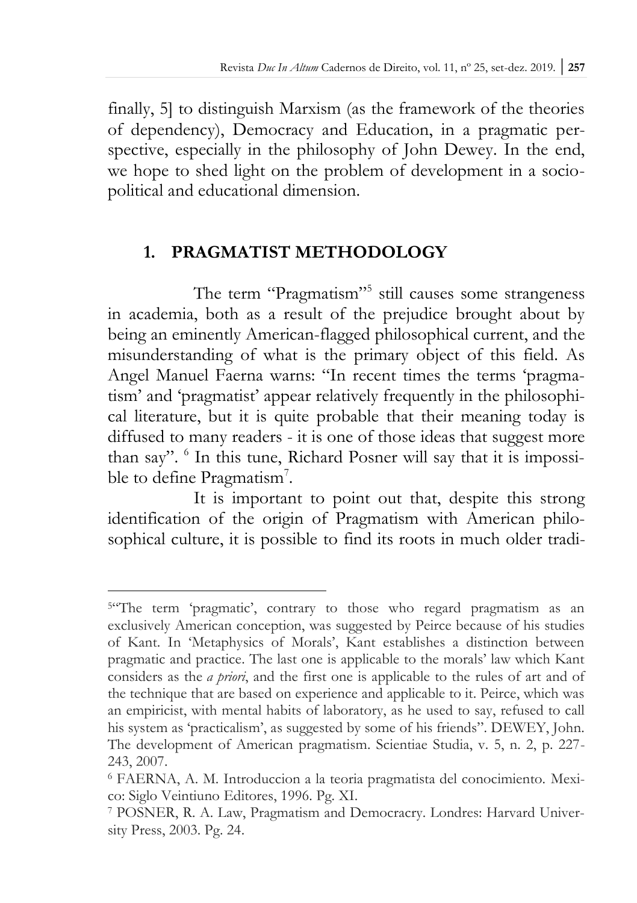finally, 5] to distinguish Marxism (as the framework of the theories of dependency), Democracy and Education, in a pragmatic perspective, especially in the philosophy of John Dewey. In the end, we hope to shed light on the problem of development in a socio-political and educational dimension.

## 1. PRAGMATIST METHODOLOGY

The term "Pragmatism"[5] still causes some strangeness in academia, both as a result of the prejudice brought about by being an eminently American-flagged philosophical current, and the misunderstanding of what is the primary object of this field. As Angel Manuel Faerna warns: "In recent times the terms 'pragmatism' and 'pragmatist' appear relatively frequently in the philosophical literature, but it is quite probable that their meaning today is diffused to many readers - it is one of those ideas that suggest more than say". [6] In this tune, Richard Posner will say that it is impossible to define Pragmatism[7].

It is important to point out that, despite this strong identification of the origin of Pragmatism with American philosophical culture, it is possible to find its roots in much older tradi-

---

[5]"The term 'pragmatic', contrary to those who regard pragmatism as an exclusively American conception, was suggested by Peirce because of his studies of Kant. In 'Metaphysics of Morals', Kant establishes a distinction between pragmatic and practice. The last one is applicable to the morals' law which Kant considers as the *a priori*, and the first one is applicable to the rules of art and of the technique that are based on experience and applicable to it. Peirce, which was an empiricist, with mental habits of laboratory, as he used to say, refused to call his system as 'practicalism', as suggested by some of his friends". DEWEY, John. The development of American pragmatism. Scientiae Studia, v. 5, n. 2, p. 227-243, 2007.

[6] FAERNA, A. M. Introduccion a la teoria pragmatista del conocimiento. Mexico: Siglo Veintiuno Editores, 1996. Pg. XI.

[7] POSNER, R. A. Law, Pragmatism and Democracry. Londres: Harvard University Press, 2003. Pg. 24.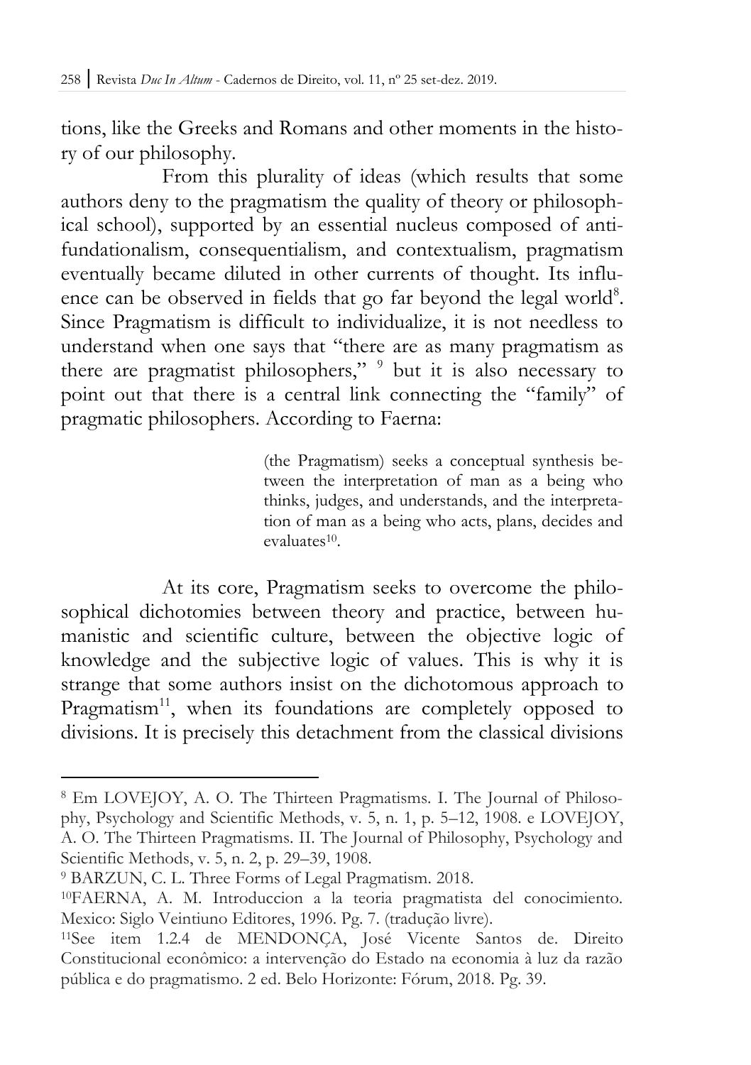tions, like the Greeks and Romans and other moments in the history of our philosophy.

From this plurality of ideas (which results that some authors deny to the pragmatism the quality of theory or philosophical school), supported by an essential nucleus composed of anti-fundationalism, consequentialism, and contextualism, pragmatism eventually became diluted in other currents of thought. Its influence can be observed in fields that go far beyond the legal world[8]. Since Pragmatism is difficult to individualize, it is not needless to understand when one says that "there are as many pragmatism as there are pragmatist philosophers," [9] but it is also necessary to point out that there is a central link connecting the "family" of pragmatic philosophers. According to Faerna:

> (the Pragmatism) seeks a conceptual synthesis between the interpretation of man as a being who thinks, judges, and understands, and the interpretation of man as a being who acts, plans, decides and evaluates[10].

At its core, Pragmatism seeks to overcome the philosophical dichotomies between theory and practice, between humanistic and scientific culture, between the objective logic of knowledge and the subjective logic of values. This is why it is strange that some authors insist on the dichotomous approach to Pragmatism[11], when its foundations are completely opposed to divisions. It is precisely this detachment from the classical divisions

---

[8] Em LOVEJOY, A. O. The Thirteen Pragmatisms. I. The Journal of Philosophy, Psychology and Scientific Methods, v. 5, n. 1, p. 5–12, 1908. e LOVEJOY, A. O. The Thirteen Pragmatisms. II. The Journal of Philosophy, Psychology and Scientific Methods, v. 5, n. 2, p. 29–39, 1908.

[9] BARZUN, C. L. Three Forms of Legal Pragmatism. 2018.

[10] FAERNA, A. M. Introduccion a la teoria pragmatista del conocimiento. Mexico: Siglo Veintiuno Editores, 1996. Pg. 7. (tradução livre).

[11] See item 1.2.4 de MENDONÇA, José Vicente Santos de. Direito Constitucional econômico: a intervenção do Estado na economia à luz da razão pública e do pragmatismo. 2 ed. Belo Horizonte: Fórum, 2018. Pg. 39.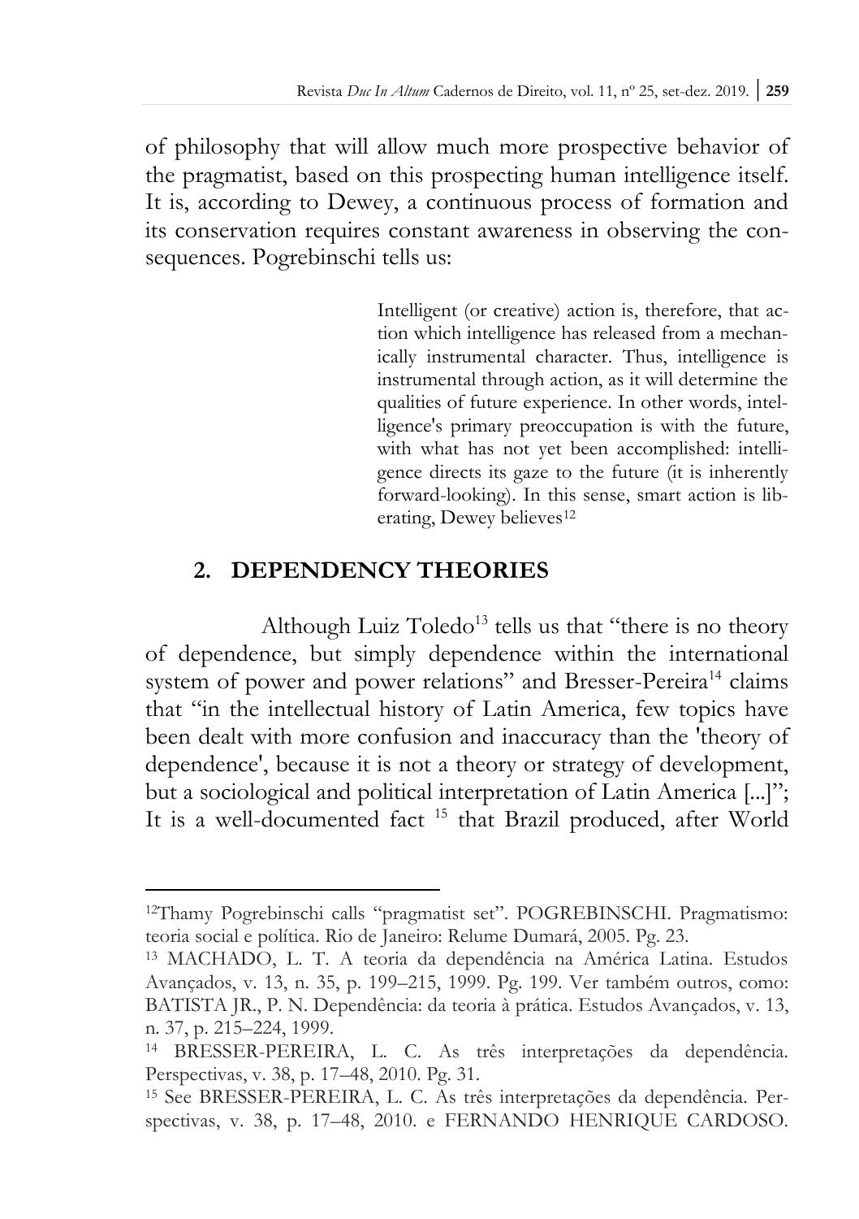of philosophy that will allow much more prospective behavior of the pragmatist, based on this prospecting human intelligence itself. It is, according to Dewey, a continuous process of formation and its conservation requires constant awareness in observing the consequences. Pogrebinschi tells us:

> Intelligent (or creative) action is, therefore, that action which intelligence has released from a mechanically instrumental character. Thus, intelligence is instrumental through action, as it will determine the qualities of future experience. In other words, intelligence's primary preoccupation is with the future, with what has not yet been accomplished: intelligence directs its gaze to the future (it is inherently forward-looking). In this sense, smart action is liberating, Dewey believes[12]

## 2. DEPENDENCY THEORIES

Although Luiz Toledo[13] tells us that "there is no theory of dependence, but simply dependence within the international system of power and power relations" and Bresser-Pereira[14] claims that "in the intellectual history of Latin America, few topics have been dealt with more confusion and inaccuracy than the 'theory of dependence', because it is not a theory or strategy of development, but a sociological and political interpretation of Latin America [...]"; It is a well-documented fact [15] that Brazil produced, after World

---

[12]Thamy Pogrebinschi calls "pragmatist set". POGREBINSCHI. Pragmatismo: teoria social e política. Rio de Janeiro: Relume Dumará, 2005. Pg. 23.

[13] MACHADO, L. T. A teoria da dependência na América Latina. Estudos Avançados, v. 13, n. 35, p. 199–215, 1999. Pg. 199. Ver também outros, como: BATISTA JR., P. N. Dependência: da teoria à prática. Estudos Avançados, v. 13, n. 37, p. 215–224, 1999.

[14] BRESSER-PEREIRA, L. C. As três interpretações da dependência. Perspectivas, v. 38, p. 17–48, 2010. Pg. 31.

[15] See BRESSER-PEREIRA, L. C. As três interpretações da dependência. Perspectivas, v. 38, p. 17–48, 2010. e FERNANDO HENRIQUE CARDOSO.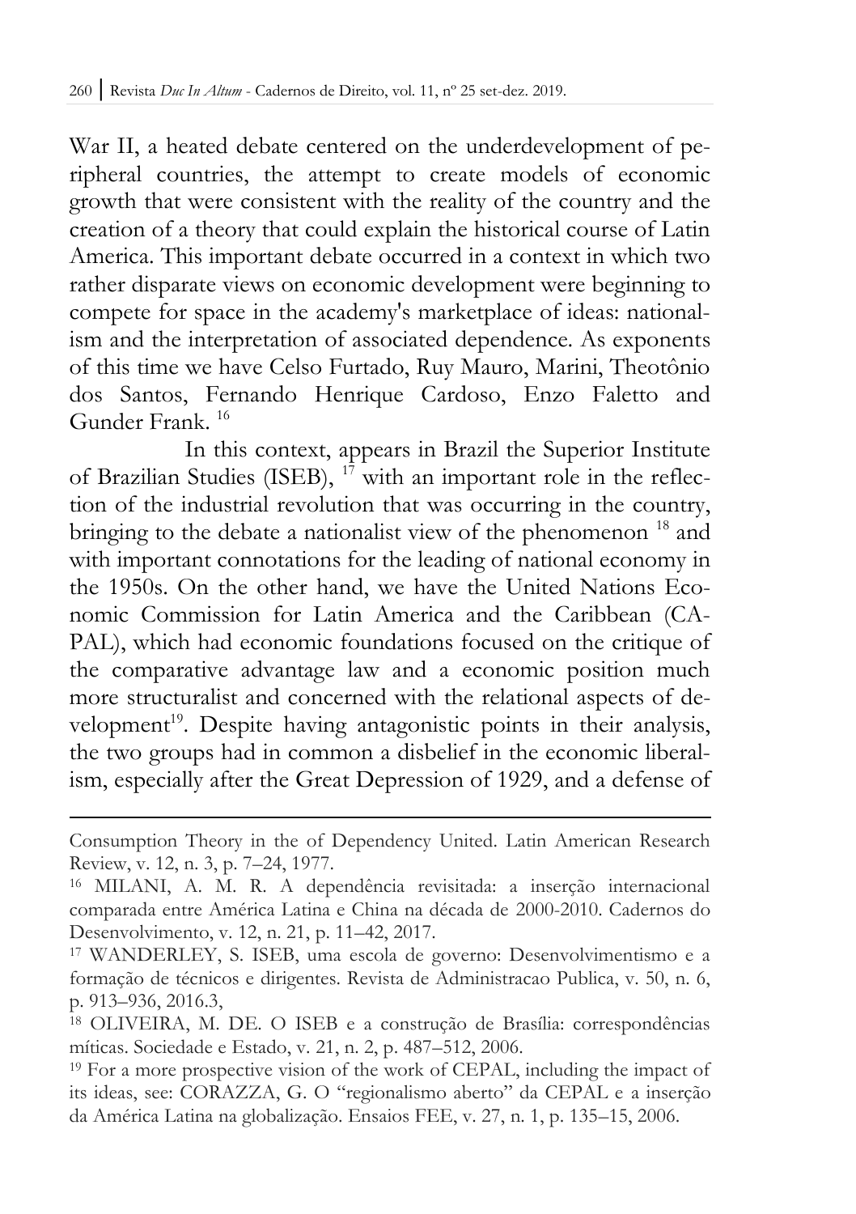War II, a heated debate centered on the underdevelopment of peripheral countries, the attempt to create models of economic growth that were consistent with the reality of the country and the creation of a theory that could explain the historical course of Latin America. This important debate occurred in a context in which two rather disparate views on economic development were beginning to compete for space in the academy's marketplace of ideas: nationalism and the interpretation of associated dependence. As exponents of this time we have Celso Furtado, Ruy Mauro, Marini, Theotônio dos Santos, Fernando Henrique Cardoso, Enzo Faletto and Gunder Frank. [16]

In this context, appears in Brazil the Superior Institute of Brazilian Studies (ISEB), [17] with an important role in the reflection of the industrial revolution that was occurring in the country, bringing to the debate a nationalist view of the phenomenon [18] and with important connotations for the leading of national economy in the 1950s. On the other hand, we have the United Nations Economic Commission for Latin America and the Caribbean (CAPAL), which had economic foundations focused on the critique of the comparative advantage law and a economic position much more structuralist and concerned with the relational aspects of development[19]. Despite having antagonistic points in their analysis, the two groups had in common a disbelief in the economic liberalism, especially after the Great Depression of 1929, and a defense of

---

Consumption Theory in the of Dependency United. Latin American Research Review, v. 12, n. 3, p. 7–24, 1977.

[16] MILANI, A. M. R. A dependência revisitada: a inserção internacional comparada entre América Latina e China na década de 2000-2010. Cadernos do Desenvolvimento, v. 12, n. 21, p. 11–42, 2017.

[17] WANDERLEY, S. ISEB, uma escola de governo: Desenvolvimentismo e a formação de técnicos e dirigentes. Revista de Administracao Publica, v. 50, n. 6, p. 913–936, 2016.3,

[18] OLIVEIRA, M. DE. O ISEB e a construção de Brasília: correspondências míticas. Sociedade e Estado, v. 21, n. 2, p. 487–512, 2006.

[19] For a more prospective vision of the work of CEPAL, including the impact of its ideas, see: CORAZZA, G. O "regionalismo aberto" da CEPAL e a inserção da América Latina na globalização. Ensaios FEE, v. 27, n. 1, p. 135–15, 2006.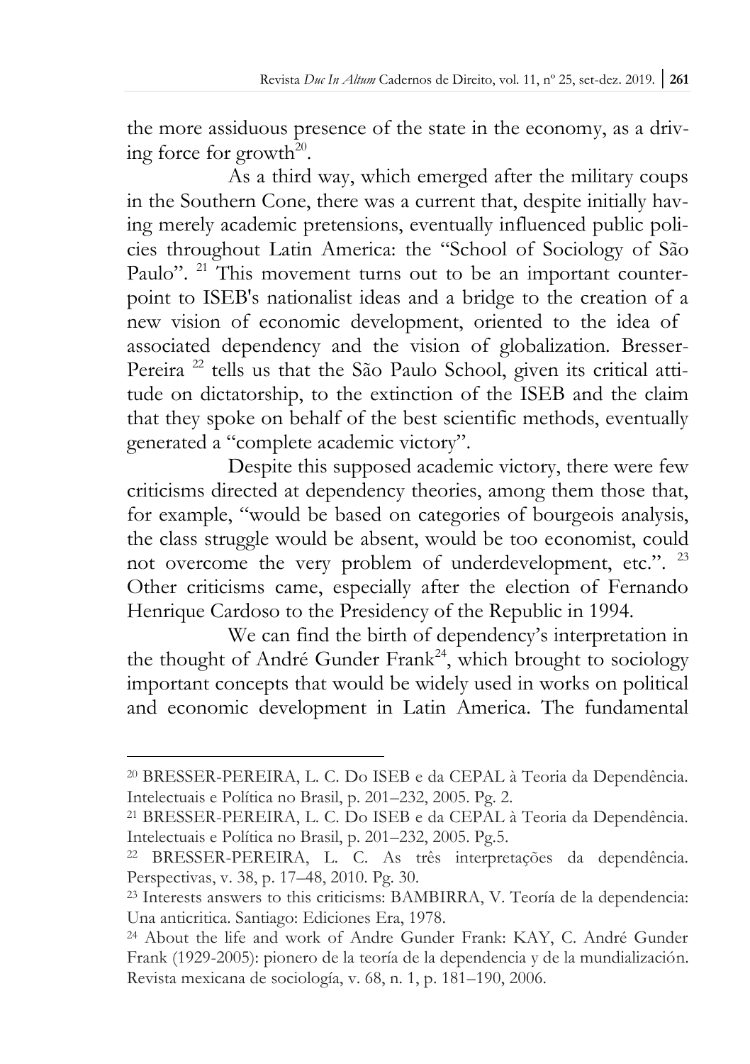the more assiduous presence of the state in the economy, as a driving force for growth[20].

As a third way, which emerged after the military coups in the Southern Cone, there was a current that, despite initially having merely academic pretensions, eventually influenced public policies throughout Latin America: the "School of Sociology of São Paulo". [21] This movement turns out to be an important counterpoint to ISEB's nationalist ideas and a bridge to the creation of a new vision of economic development, oriented to the idea of associated dependency and the vision of globalization. Bresser-Pereira [22] tells us that the São Paulo School, given its critical attitude on dictatorship, to the extinction of the ISEB and the claim that they spoke on behalf of the best scientific methods, eventually generated a "complete academic victory".

Despite this supposed academic victory, there were few criticisms directed at dependency theories, among them those that, for example, "would be based on categories of bourgeois analysis, the class struggle would be absent, would be too economist, could not overcome the very problem of underdevelopment, etc.". [23] Other criticisms came, especially after the election of Fernando Henrique Cardoso to the Presidency of the Republic in 1994.

We can find the birth of dependency's interpretation in the thought of André Gunder Frank[24], which brought to sociology important concepts that would be widely used in works on political and economic development in Latin America. The fundamental

---

[20] BRESSER-PEREIRA, L. C. Do ISEB e da CEPAL à Teoria da Dependência. Intelectuais e Política no Brasil, p. 201–232, 2005. Pg. 2.

[21] BRESSER-PEREIRA, L. C. Do ISEB e da CEPAL à Teoria da Dependência. Intelectuais e Política no Brasil, p. 201–232, 2005. Pg.5.

[22] BRESSER-PEREIRA, L. C. As três interpretações da dependência. Perspectivas, v. 38, p. 17–48, 2010. Pg. 30.

[23] Interests answers to this criticisms: BAMBIRRA, V. Teoría de la dependencia: Una anticritica. Santiago: Ediciones Era, 1978.

[24] About the life and work of Andre Gunder Frank: KAY, C. André Gunder Frank (1929-2005): pionero de la teoría de la dependencia y de la mundialización. Revista mexicana de sociología, v. 68, n. 1, p. 181–190, 2006.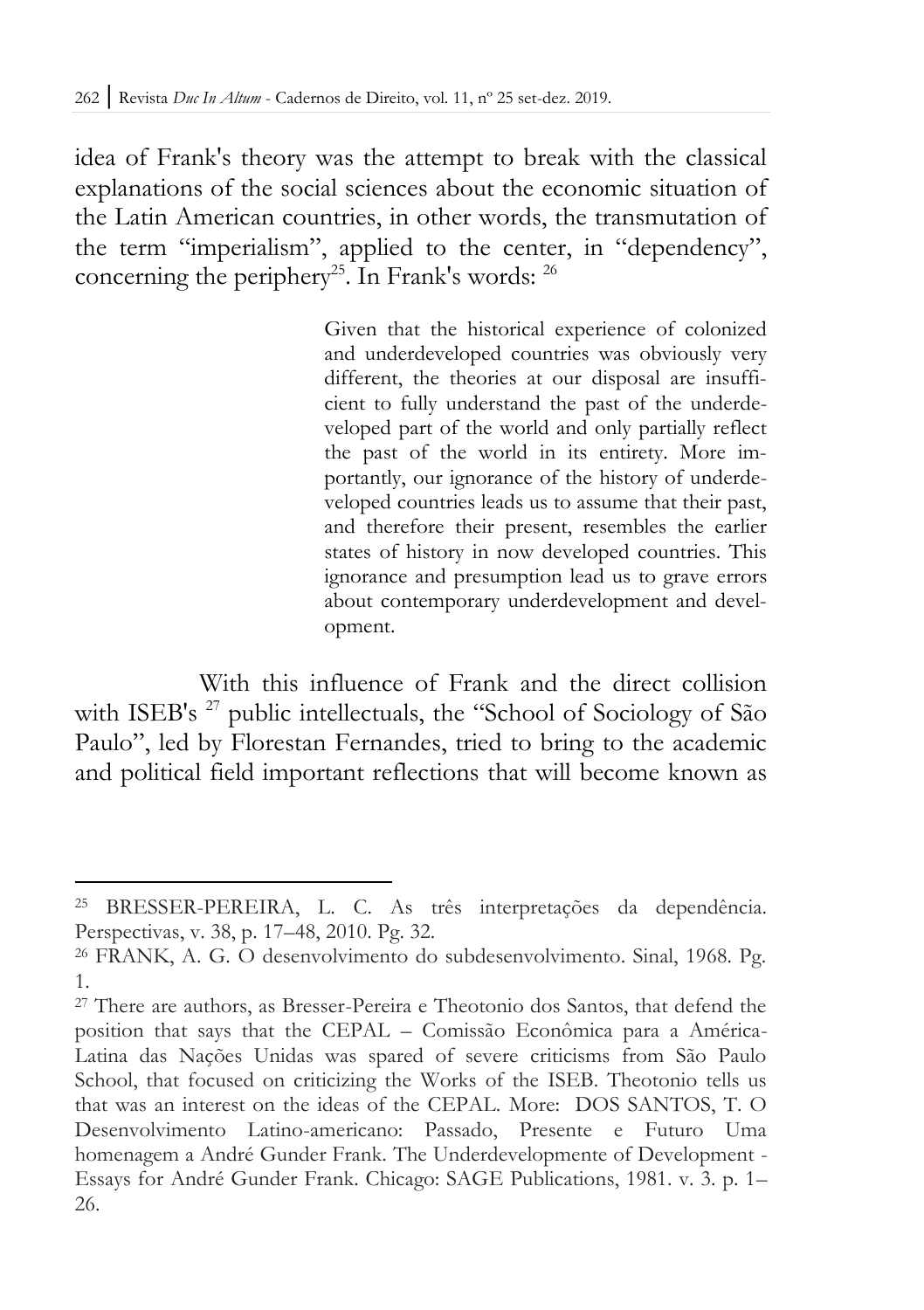idea of Frank's theory was the attempt to break with the classical explanations of the social sciences about the economic situation of the Latin American countries, in other words, the transmutation of the term "imperialism", applied to the center, in "dependency", concerning the periphery[25]. In Frank's words: [26]

> Given that the historical experience of colonized and underdeveloped countries was obviously very different, the theories at our disposal are insufficient to fully understand the past of the underdeveloped part of the world and only partially reflect the past of the world in its entirety. More importantly, our ignorance of the history of underdeveloped countries leads us to assume that their past, and therefore their present, resembles the earlier states of history in now developed countries. This ignorance and presumption lead us to grave errors about contemporary underdevelopment and development.

With this influence of Frank and the direct collision with ISEB's [27] public intellectuals, the "School of Sociology of São Paulo", led by Florestan Fernandes, tried to bring to the academic and political field important reflections that will become known as

---

[25] BRESSER-PEREIRA, L. C. As três interpretações da dependência. Perspectivas, v. 38, p. 17–48, 2010. Pg. 32.

[26] FRANK, A. G. O desenvolvimento do subdesenvolvimento. Sinal, 1968. Pg. 1.

[27] There are authors, as Bresser-Pereira e Theotonio dos Santos, that defend the position that says that the CEPAL – Comissão Econômica para a América-Latina das Nações Unidas was spared of severe criticisms from São Paulo School, that focused on criticizing the Works of the ISEB. Theotonio tells us that was an interest on the ideas of the CEPAL. More: DOS SANTOS, T. O Desenvolvimento Latino-americano: Passado, Presente e Futuro Uma homenagem a André Gunder Frank. The Underdevelopmente of Development - Essays for André Gunder Frank. Chicago: SAGE Publications, 1981. v. 3. p. 1–26.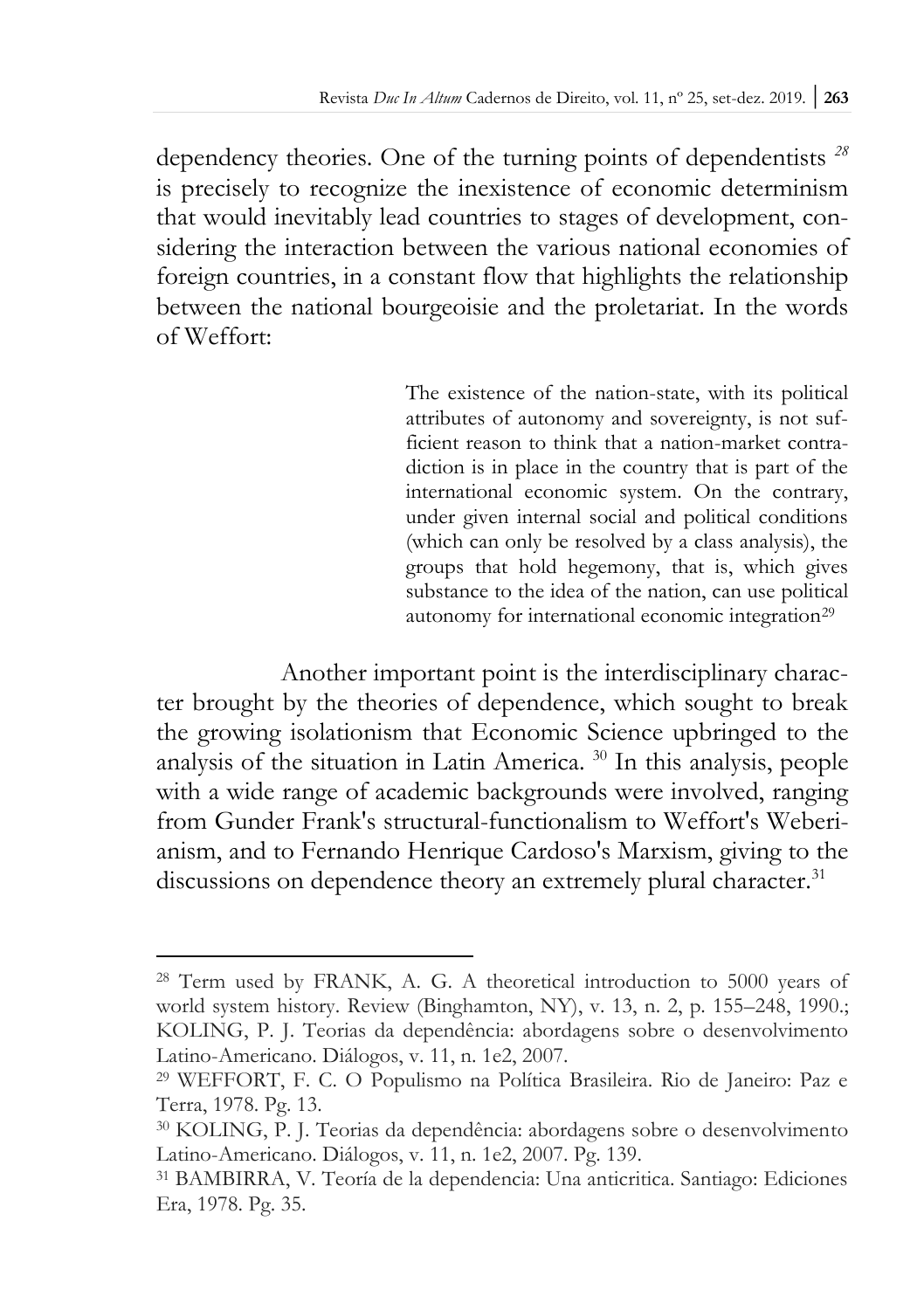dependency theories. One of the turning points of dependentists [28] is precisely to recognize the inexistence of economic determinism that would inevitably lead countries to stages of development, considering the interaction between the various national economies of foreign countries, in a constant flow that highlights the relationship between the national bourgeoisie and the proletariat. In the words of Weffort:

> The existence of the nation-state, with its political attributes of autonomy and sovereignty, is not sufficient reason to think that a nation-market contradiction is in place in the country that is part of the international economic system. On the contrary, under given internal social and political conditions (which can only be resolved by a class analysis), the groups that hold hegemony, that is, which gives substance to the idea of the nation, can use political autonomy for international economic integration[29]

Another important point is the interdisciplinary character brought by the theories of dependence, which sought to break the growing isolationism that Economic Science upbringed to the analysis of the situation in Latin America. [30] In this analysis, people with a wide range of academic backgrounds were involved, ranging from Gunder Frank's structural-functionalism to Weffort's Weberianism, and to Fernando Henrique Cardoso's Marxism, giving to the discussions on dependence theory an extremely plural character.[31]

---

[28] Term used by FRANK, A. G. A theoretical introduction to 5000 years of world system history. Review (Binghamton, NY), v. 13, n. 2, p. 155–248, 1990.; KOLING, P. J. Teorias da dependência: abordagens sobre o desenvolvimento Latino-Americano. Diálogos, v. 11, n. 1e2, 2007.

[29] WEFFORT, F. C. O Populismo na Política Brasileira. Rio de Janeiro: Paz e Terra, 1978. Pg. 13.

[30] KOLING, P. J. Teorias da dependência: abordagens sobre o desenvolvimento Latino-Americano. Diálogos, v. 11, n. 1e2, 2007. Pg. 139.

[31] BAMBIRRA, V. Teoría de la dependencia: Una anticritica. Santiago: Ediciones Era, 1978. Pg. 35.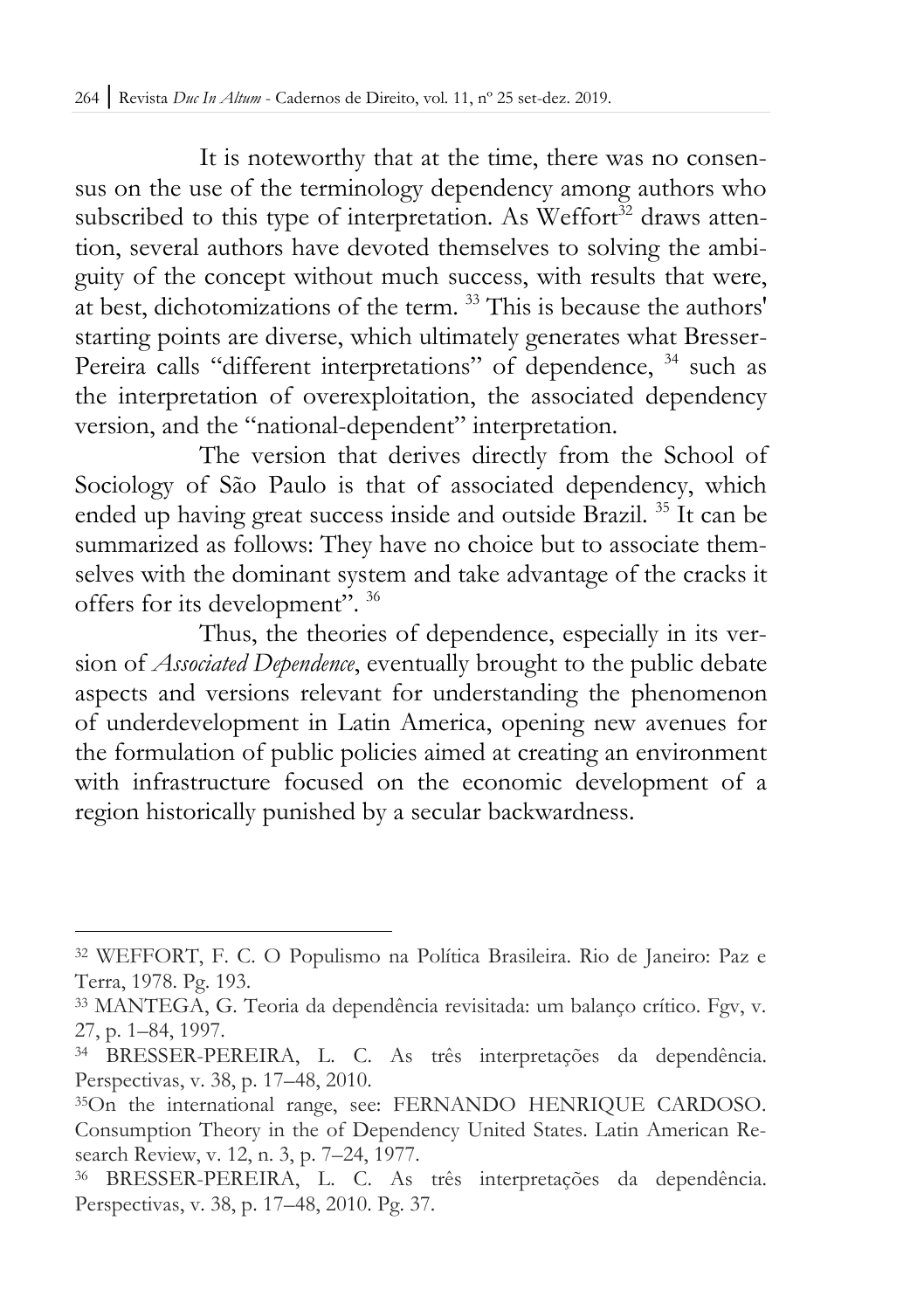It is noteworthy that at the time, there was no consensus on the use of the terminology dependency among authors who subscribed to this type of interpretation. As Weffort[32] draws attention, several authors have devoted themselves to solving the ambiguity of the concept without much success, with results that were, at best, dichotomizations of the term. [33] This is because the authors' starting points are diverse, which ultimately generates what Bresser-Pereira calls "different interpretations" of dependence, [34] such as the interpretation of overexploitation, the associated dependency version, and the "national-dependent" interpretation.

The version that derives directly from the School of Sociology of São Paulo is that of associated dependency, which ended up having great success inside and outside Brazil. [35] It can be summarized as follows: They have no choice but to associate themselves with the dominant system and take advantage of the cracks it offers for its development". [36]

Thus, the theories of dependence, especially in its version of *Associated Dependence*, eventually brought to the public debate aspects and versions relevant for understanding the phenomenon of underdevelopment in Latin America, opening new avenues for the formulation of public policies aimed at creating an environment with infrastructure focused on the economic development of a region historically punished by a secular backwardness.

---

[32] WEFFORT, F. C. O Populismo na Política Brasileira. Rio de Janeiro: Paz e Terra, 1978. Pg. 193.

[33] MANTEGA, G. Teoria da dependência revisitada: um balanço crítico. Fgv, v. 27, p. 1–84, 1997.

[34] BRESSER-PEREIRA, L. C. As três interpretações da dependência. Perspectivas, v. 38, p. 17–48, 2010.

[35] On the international range, see: FERNANDO HENRIQUE CARDOSO. Consumption Theory in the of Dependency United States. Latin American Research Review, v. 12, n. 3, p. 7–24, 1977.

[36] BRESSER-PEREIRA, L. C. As três interpretações da dependência. Perspectivas, v. 38, p. 17–48, 2010. Pg. 37.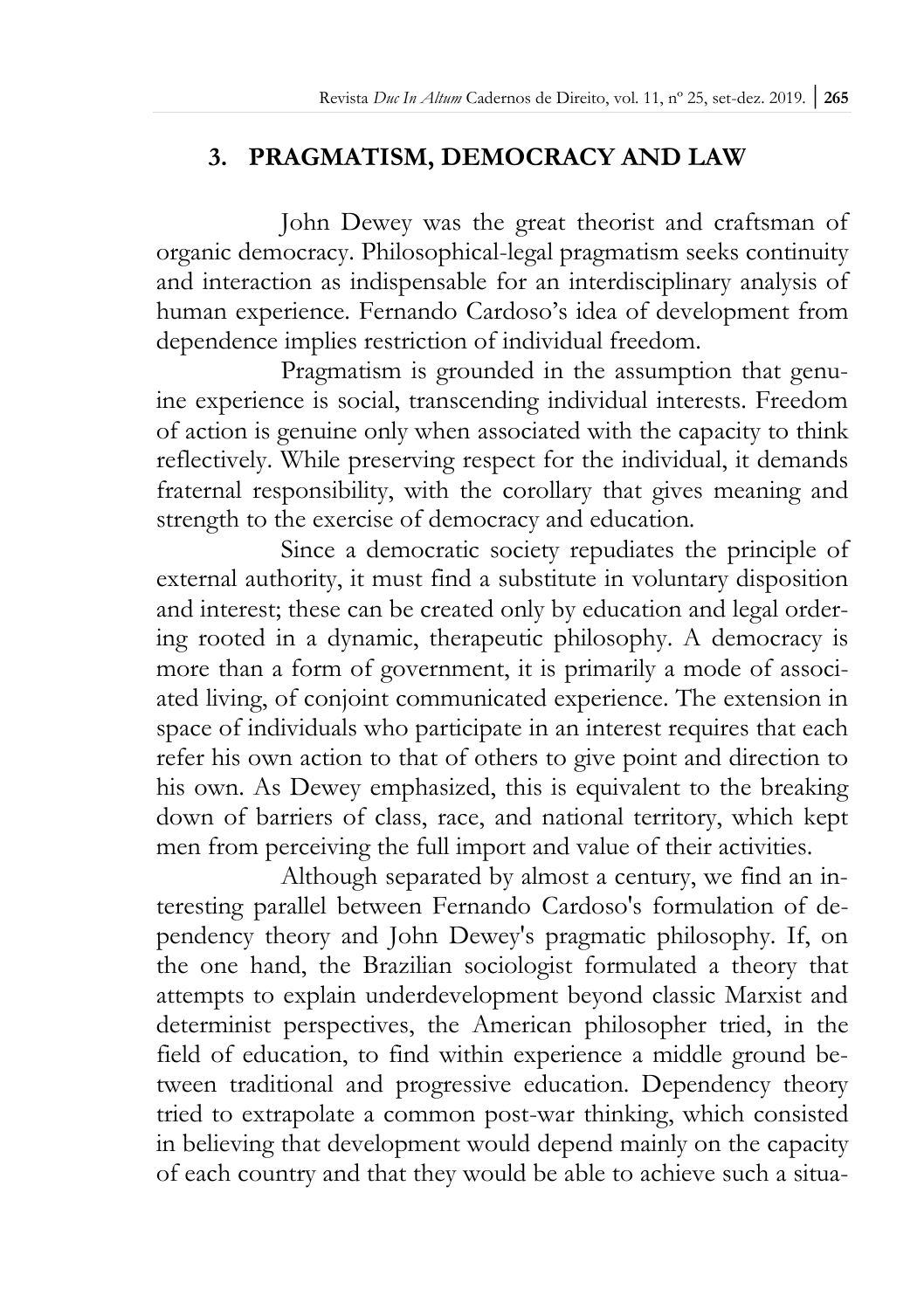## 3. PRAGMATISM, DEMOCRACY AND LAW

John Dewey was the great theorist and craftsman of organic democracy. Philosophical-legal pragmatism seeks continuity and interaction as indispensable for an interdisciplinary analysis of human experience. Fernando Cardoso's idea of development from dependence implies restriction of individual freedom.

Pragmatism is grounded in the assumption that genuine experience is social, transcending individual interests. Freedom of action is genuine only when associated with the capacity to think reflectively. While preserving respect for the individual, it demands fraternal responsibility, with the corollary that gives meaning and strength to the exercise of democracy and education.

Since a democratic society repudiates the principle of external authority, it must find a substitute in voluntary disposition and interest; these can be created only by education and legal ordering rooted in a dynamic, therapeutic philosophy. A democracy is more than a form of government, it is primarily a mode of associated living, of conjoint communicated experience. The extension in space of individuals who participate in an interest requires that each refer his own action to that of others to give point and direction to his own. As Dewey emphasized, this is equivalent to the breaking down of barriers of class, race, and national territory, which kept men from perceiving the full import and value of their activities.

Although separated by almost a century, we find an interesting parallel between Fernando Cardoso's formulation of dependency theory and John Dewey's pragmatic philosophy. If, on the one hand, the Brazilian sociologist formulated a theory that attempts to explain underdevelopment beyond classic Marxist and determinist perspectives, the American philosopher tried, in the field of education, to find within experience a middle ground between traditional and progressive education. Dependency theory tried to extrapolate a common post-war thinking, which consisted in believing that development would depend mainly on the capacity of each country and that they would be able to achieve such a situa-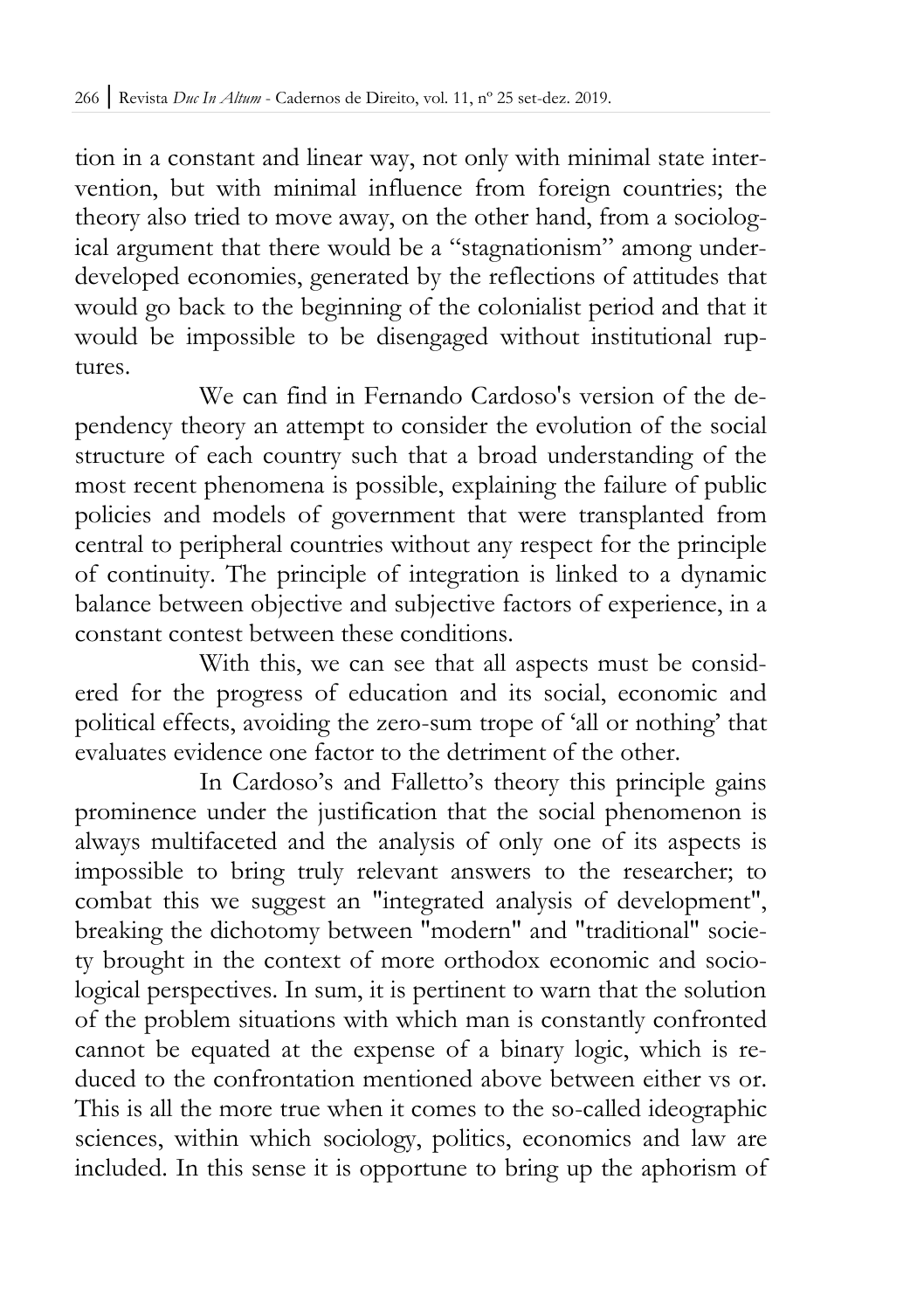tion in a constant and linear way, not only with minimal state intervention, but with minimal influence from foreign countries; the theory also tried to move away, on the other hand, from a sociological argument that there would be a "stagnationism" among underdeveloped economies, generated by the reflections of attitudes that would go back to the beginning of the colonialist period and that it would be impossible to be disengaged without institutional ruptures.

We can find in Fernando Cardoso's version of the dependency theory an attempt to consider the evolution of the social structure of each country such that a broad understanding of the most recent phenomena is possible, explaining the failure of public policies and models of government that were transplanted from central to peripheral countries without any respect for the principle of continuity. The principle of integration is linked to a dynamic balance between objective and subjective factors of experience, in a constant contest between these conditions.

With this, we can see that all aspects must be considered for the progress of education and its social, economic and political effects, avoiding the zero-sum trope of 'all or nothing' that evaluates evidence one factor to the detriment of the other.

In Cardoso's and Falletto's theory this principle gains prominence under the justification that the social phenomenon is always multifaceted and the analysis of only one of its aspects is impossible to bring truly relevant answers to the researcher; to combat this we suggest an "integrated analysis of development", breaking the dichotomy between "modern" and "traditional" society brought in the context of more orthodox economic and sociological perspectives. In sum, it is pertinent to warn that the solution of the problem situations with which man is constantly confronted cannot be equated at the expense of a binary logic, which is reduced to the confrontation mentioned above between either vs or. This is all the more true when it comes to the so-called ideographic sciences, within which sociology, politics, economics and law are included. In this sense it is opportune to bring up the aphorism of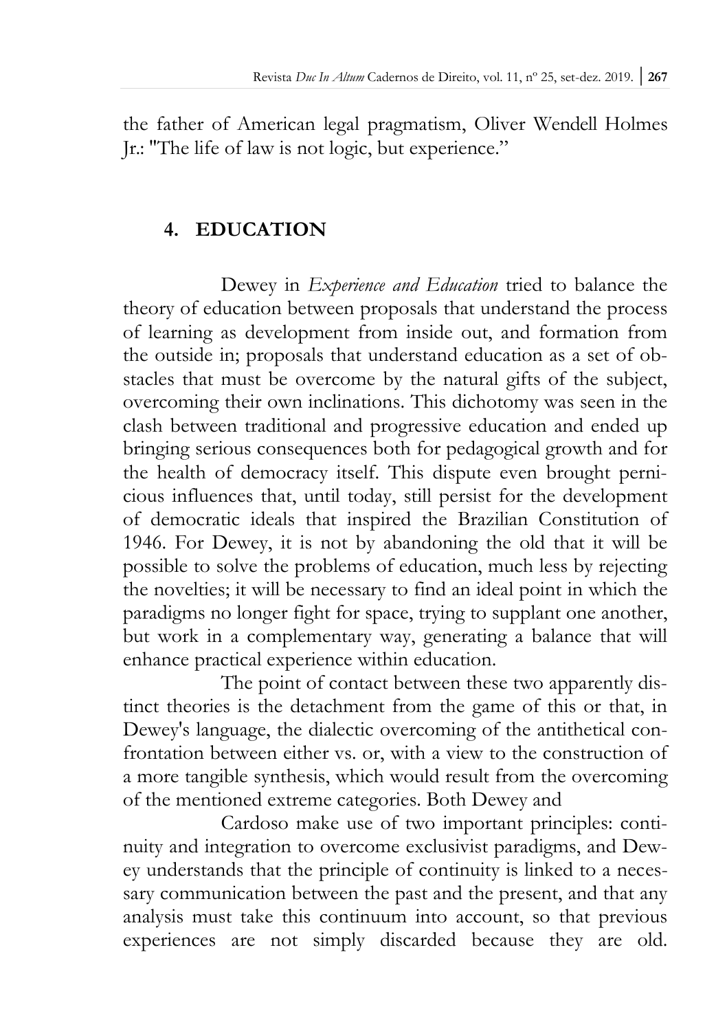the father of American legal pragmatism, Oliver Wendell Holmes Jr.: "The life of law is not logic, but experience."

## 4. EDUCATION

Dewey in *Experience and Education* tried to balance the theory of education between proposals that understand the process of learning as development from inside out, and formation from the outside in; proposals that understand education as a set of obstacles that must be overcome by the natural gifts of the subject, overcoming their own inclinations. This dichotomy was seen in the clash between traditional and progressive education and ended up bringing serious consequences both for pedagogical growth and for the health of democracy itself. This dispute even brought pernicious influences that, until today, still persist for the development of democratic ideals that inspired the Brazilian Constitution of 1946. For Dewey, it is not by abandoning the old that it will be possible to solve the problems of education, much less by rejecting the novelties; it will be necessary to find an ideal point in which the paradigms no longer fight for space, trying to supplant one another, but work in a complementary way, generating a balance that will enhance practical experience within education.

The point of contact between these two apparently distinct theories is the detachment from the game of this or that, in Dewey's language, the dialectic overcoming of the antithetical confrontation between either vs. or, with a view to the construction of a more tangible synthesis, which would result from the overcoming of the mentioned extreme categories. Both Dewey and

Cardoso make use of two important principles: continuity and integration to overcome exclusivist paradigms, and Dewey understands that the principle of continuity is linked to a necessary communication between the past and the present, and that any analysis must take this continuum into account, so that previous experiences are not simply discarded because they are old.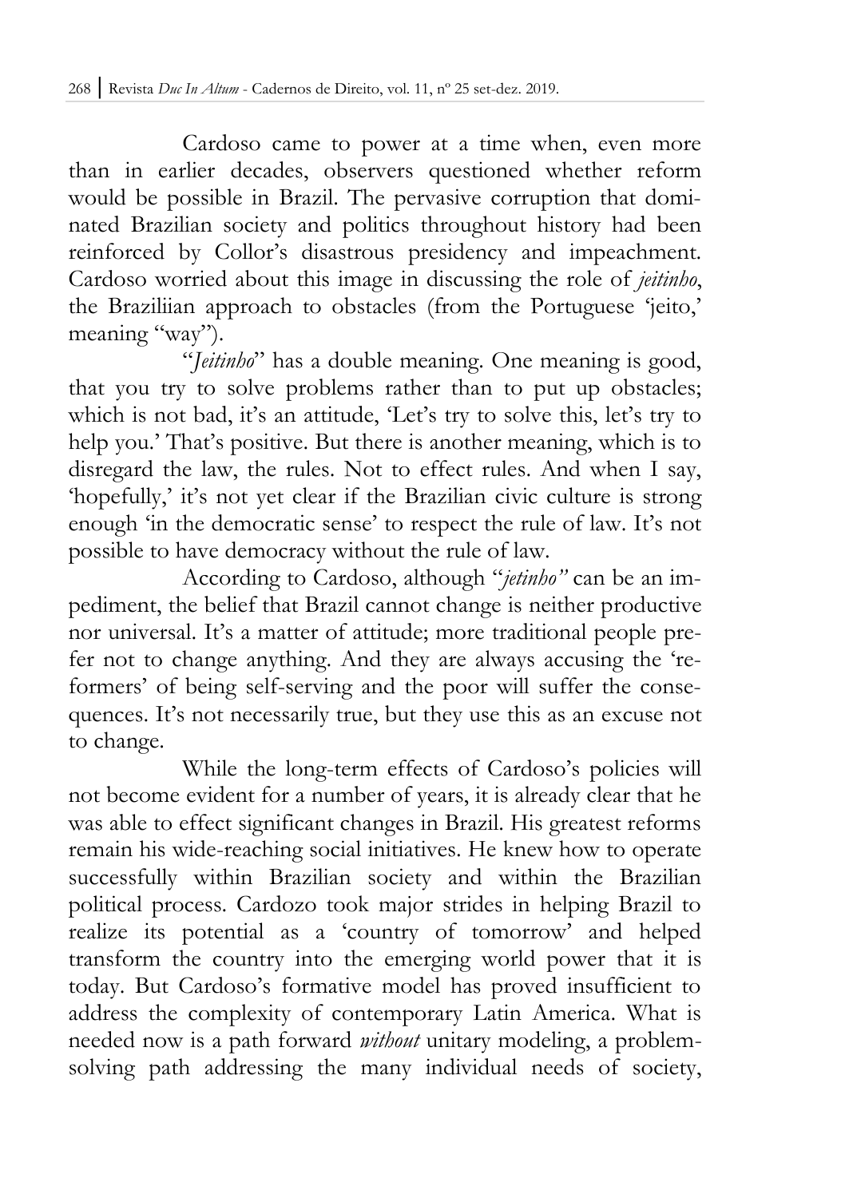Cardoso came to power at a time when, even more than in earlier decades, observers questioned whether reform would be possible in Brazil. The pervasive corruption that dominated Brazilian society and politics throughout history had been reinforced by Collor's disastrous presidency and impeachment. Cardoso worried about this image in discussing the role of *jeitinho*, the Braziliian approach to obstacles (from the Portuguese 'jeito,' meaning "way").

"*Jeitinho*" has a double meaning. One meaning is good, that you try to solve problems rather than to put up obstacles; which is not bad, it's an attitude, 'Let's try to solve this, let's try to help you.' That's positive. But there is another meaning, which is to disregard the law, the rules. Not to effect rules. And when I say, 'hopefully,' it's not yet clear if the Brazilian civic culture is strong enough 'in the democratic sense' to respect the rule of law. It's not possible to have democracy without the rule of law.

According to Cardoso, although "*jetinho"* can be an impediment, the belief that Brazil cannot change is neither productive nor universal. It's a matter of attitude; more traditional people prefer not to change anything. And they are always accusing the 'reformers' of being self-serving and the poor will suffer the consequences. It's not necessarily true, but they use this as an excuse not to change.

While the long-term effects of Cardoso's policies will not become evident for a number of years, it is already clear that he was able to effect significant changes in Brazil. His greatest reforms remain his wide-reaching social initiatives. He knew how to operate successfully within Brazilian society and within the Brazilian political process. Cardozo took major strides in helping Brazil to realize its potential as a 'country of tomorrow' and helped transform the country into the emerging world power that it is today. But Cardoso's formative model has proved insufficient to address the complexity of contemporary Latin America. What is needed now is a path forward *without* unitary modeling, a problem-solving path addressing the many individual needs of society,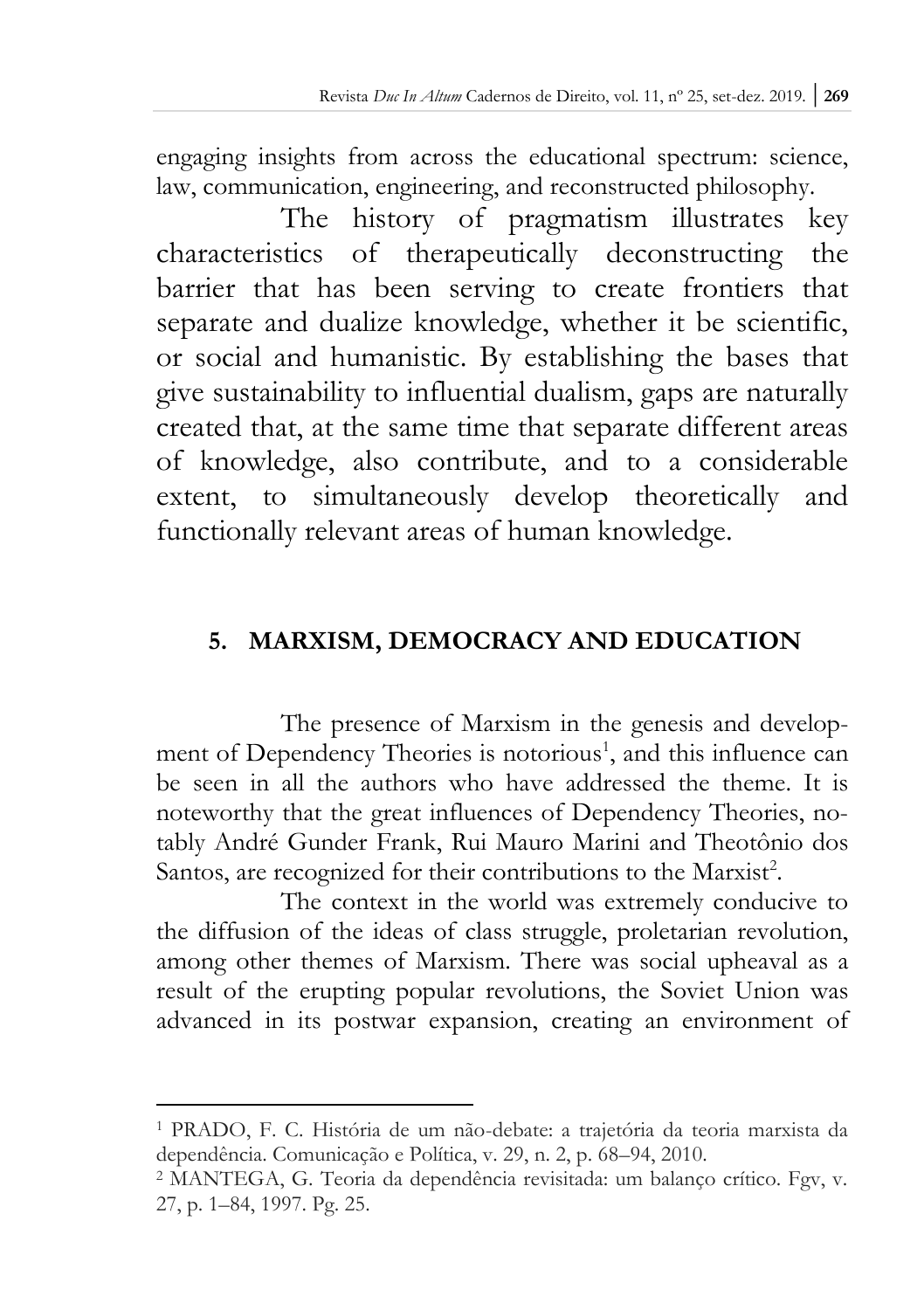engaging insights from across the educational spectrum: science, law, communication, engineering, and reconstructed philosophy.

The history of pragmatism illustrates key characteristics of therapeutically deconstructing the barrier that has been serving to create frontiers that separate and dualize knowledge, whether it be scientific, or social and humanistic. By establishing the bases that give sustainability to influential dualism, gaps are naturally created that, at the same time that separate different areas of knowledge, also contribute, and to a considerable extent, to simultaneously develop theoretically and functionally relevant areas of human knowledge.

## 5. MARXISM, DEMOCRACY AND EDUCATION

The presence of Marxism in the genesis and development of Dependency Theories is notorious[1], and this influence can be seen in all the authors who have addressed the theme. It is noteworthy that the great influences of Dependency Theories, notably André Gunder Frank, Rui Mauro Marini and Theotônio dos Santos, are recognized for their contributions to the Marxist[2].

The context in the world was extremely conducive to the diffusion of the ideas of class struggle, proletarian revolution, among other themes of Marxism. There was social upheaval as a result of the erupting popular revolutions, the Soviet Union was advanced in its postwar expansion, creating an environment of

---

[1] PRADO, F. C. História de um não-debate: a trajetória da teoria marxista da dependência. Comunicação e Política, v. 29, n. 2, p. 68–94, 2010.

[2] MANTEGA, G. Teoria da dependência revisitada: um balanço crítico. Fgv, v. 27, p. 1–84, 1997. Pg. 25.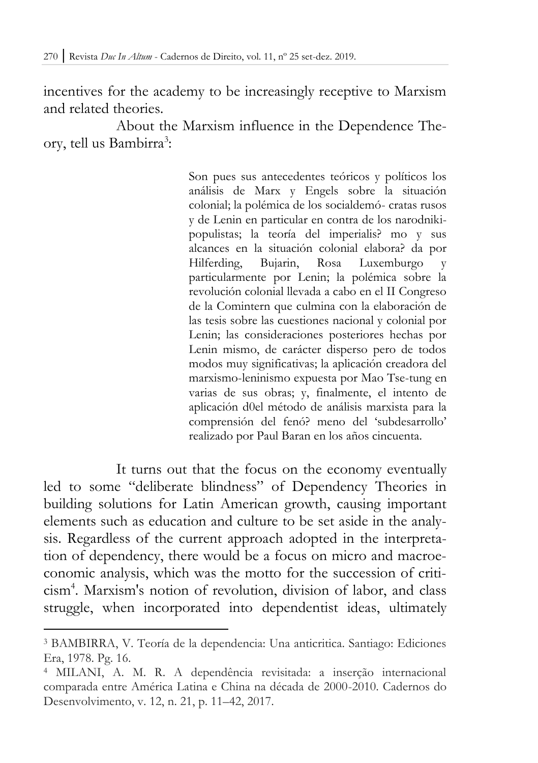incentives for the academy to be increasingly receptive to Marxism and related theories.

About the Marxism influence in the Dependence Theory, tell us Bambirra[3]:

> Son pues sus antecedentes teóricos y políticos los análisis de Marx y Engels sobre la situación colonial; la polémica de los socialdemó- cratas rusos y de Lenin en particular en contra de los narodniki-populistas; la teoría del imperialis? mo y sus alcances en la situación colonial elabora? da por Hilferding, Bujarin, Rosa Luxemburgo y particularmente por Lenin; la polémica sobre la revolución colonial llevada a cabo en el II Congreso de la Comintern que culmina con la elaboración de las tesis sobre las cuestiones nacional y colonial por Lenin; las consideraciones posteriores hechas por Lenin mismo, de carácter disperso pero de todos modos muy significativas; la aplicación creadora del marxismo-leninismo expuesta por Mao Tse-tung en varias de sus obras; y, finalmente, el intento de aplicación d0el método de análisis marxista para la comprensión del fenó? meno del 'subdesarrollo' realizado por Paul Baran en los años cincuenta.

It turns out that the focus on the economy eventually led to some "deliberate blindness" of Dependency Theories in building solutions for Latin American growth, causing important elements such as education and culture to be set aside in the analysis. Regardless of the current approach adopted in the interpretation of dependency, there would be a focus on micro and macroeconomic analysis, which was the motto for the succession of criticism[4]. Marxism's notion of revolution, division of labor, and class struggle, when incorporated into dependentist ideas, ultimately

---

[3] BAMBIRRA, V. Teoría de la dependencia: Una anticritica. Santiago: Ediciones Era, 1978. Pg. 16.

[4] MILANI, A. M. R. A dependência revisitada: a inserção internacional comparada entre América Latina e China na década de 2000-2010. Cadernos do Desenvolvimento, v. 12, n. 21, p. 11–42, 2017.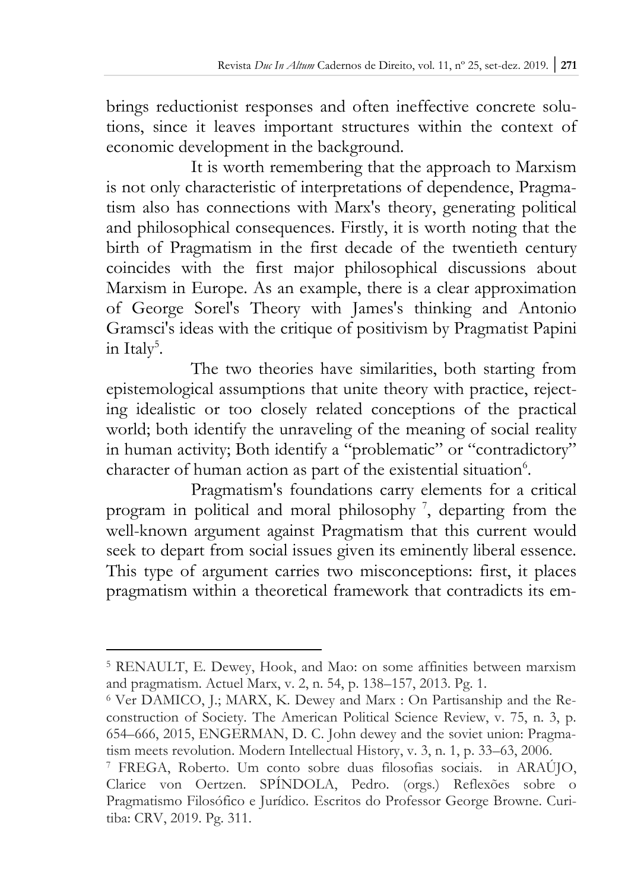brings reductionist responses and often ineffective concrete solutions, since it leaves important structures within the context of economic development in the background.

It is worth remembering that the approach to Marxism is not only characteristic of interpretations of dependence, Pragmatism also has connections with Marx's theory, generating political and philosophical consequences. Firstly, it is worth noting that the birth of Pragmatism in the first decade of the twentieth century coincides with the first major philosophical discussions about Marxism in Europe. As an example, there is a clear approximation of George Sorel's Theory with James's thinking and Antonio Gramsci's ideas with the critique of positivism by Pragmatist Papini in Italy[5].

The two theories have similarities, both starting from epistemological assumptions that unite theory with practice, rejecting idealistic or too closely related conceptions of the practical world; both identify the unraveling of the meaning of social reality in human activity; Both identify a "problematic" or "contradictory" character of human action as part of the existential situation[6].

Pragmatism's foundations carry elements for a critical program in political and moral philosophy [7], departing from the well-known argument against Pragmatism that this current would seek to depart from social issues given its eminently liberal essence. This type of argument carries two misconceptions: first, it places pragmatism within a theoretical framework that contradicts its em-

---

[5] RENAULT, E. Dewey, Hook, and Mao: on some affinities between marxism and pragmatism. Actuel Marx, v. 2, n. 54, p. 138–157, 2013. Pg. 1.

[6] Ver DAMICO, J.; MARX, K. Dewey and Marx : On Partisanship and the Reconstruction of Society. The American Political Science Review, v. 75, n. 3, p. 654–666, 2015, ENGERMAN, D. C. John dewey and the soviet union: Pragmatism meets revolution. Modern Intellectual History, v. 3, n. 1, p. 33–63, 2006.

[7] FREGA, Roberto. Um conto sobre duas filosofias sociais. in ARAÚJO, Clarice von Oertzen. SPÍNDOLA, Pedro. (orgs.) Reflexões sobre o Pragmatismo Filosófico e Jurídico. Escritos do Professor George Browne. Curitiba: CRV, 2019. Pg. 311.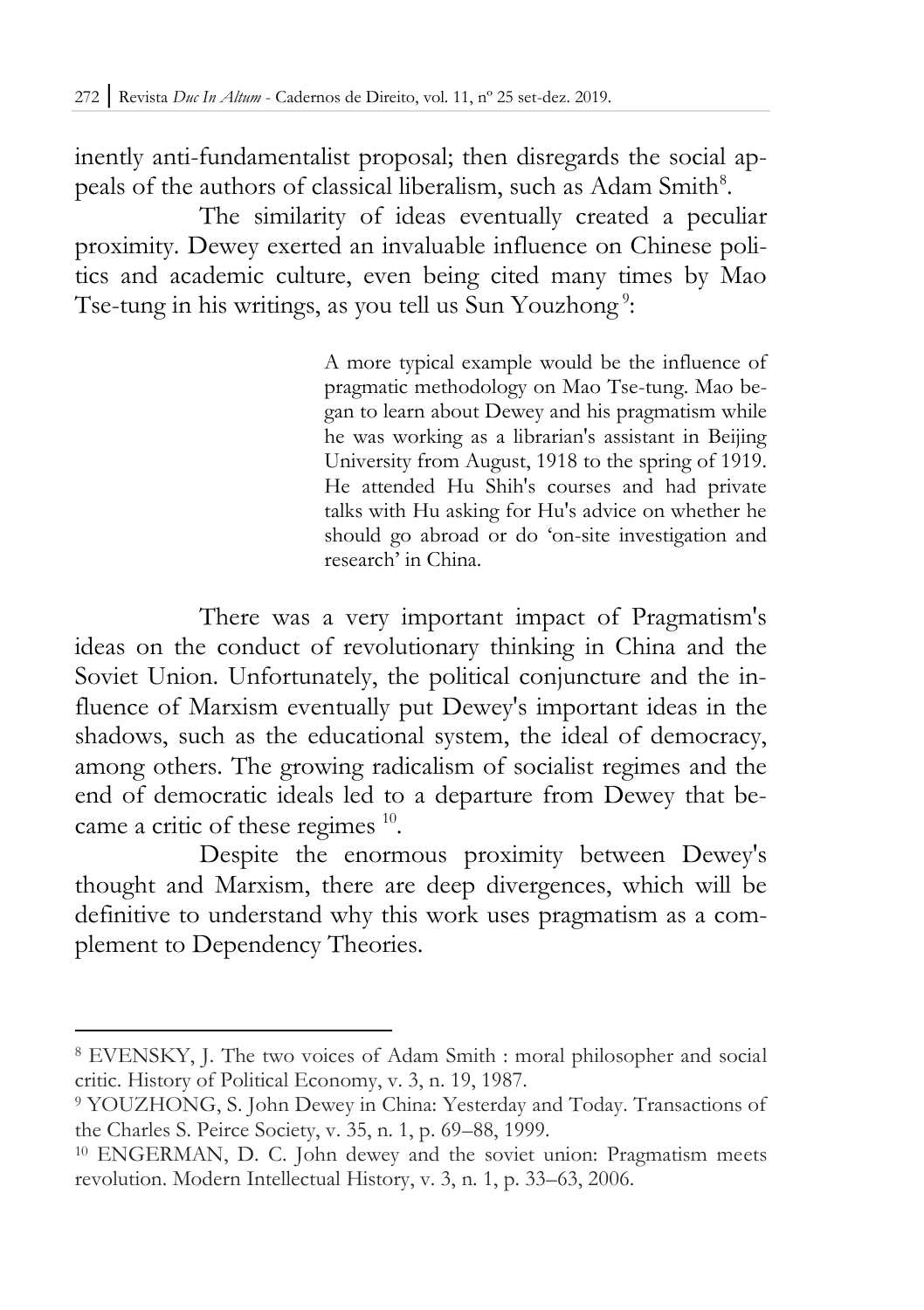inently anti-fundamentalist proposal; then disregards the social appeals of the authors of classical liberalism, such as Adam Smith[8].

The similarity of ideas eventually created a peculiar proximity. Dewey exerted an invaluable influence on Chinese politics and academic culture, even being cited many times by Mao Tse-tung in his writings, as you tell us Sun Youzhong[9]:

> A more typical example would be the influence of pragmatic methodology on Mao Tse-tung. Mao began to learn about Dewey and his pragmatism while he was working as a librarian's assistant in Beijing University from August, 1918 to the spring of 1919. He attended Hu Shih's courses and had private talks with Hu asking for Hu's advice on whether he should go abroad or do 'on-site investigation and research' in China.

There was a very important impact of Pragmatism's ideas on the conduct of revolutionary thinking in China and the Soviet Union. Unfortunately, the political conjuncture and the influence of Marxism eventually put Dewey's important ideas in the shadows, such as the educational system, the ideal of democracy, among others. The growing radicalism of socialist regimes and the end of democratic ideals led to a departure from Dewey that became a critic of these regimes [10].

Despite the enormous proximity between Dewey's thought and Marxism, there are deep divergences, which will be definitive to understand why this work uses pragmatism as a complement to Dependency Theories.

---

[8] EVENSKY, J. The two voices of Adam Smith : moral philosopher and social critic. History of Political Economy, v. 3, n. 19, 1987.

[9] YOUZHONG, S. John Dewey in China: Yesterday and Today. Transactions of the Charles S. Peirce Society, v. 35, n. 1, p. 69–88, 1999.

[10] ENGERMAN, D. C. John dewey and the soviet union: Pragmatism meets revolution. Modern Intellectual History, v. 3, n. 1, p. 33–63, 2006.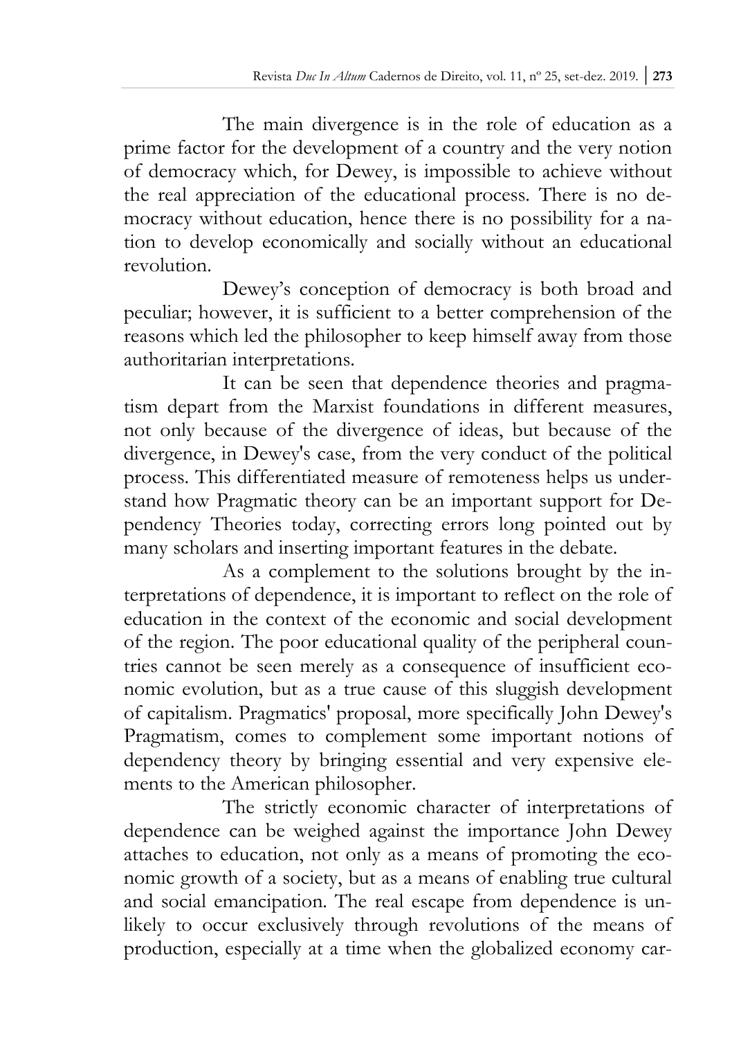The main divergence is in the role of education as a prime factor for the development of a country and the very notion of democracy which, for Dewey, is impossible to achieve without the real appreciation of the educational process. There is no democracy without education, hence there is no possibility for a nation to develop economically and socially without an educational revolution.

Dewey's conception of democracy is both broad and peculiar; however, it is sufficient to a better comprehension of the reasons which led the philosopher to keep himself away from those authoritarian interpretations.

It can be seen that dependence theories and pragmatism depart from the Marxist foundations in different measures, not only because of the divergence of ideas, but because of the divergence, in Dewey's case, from the very conduct of the political process. This differentiated measure of remoteness helps us understand how Pragmatic theory can be an important support for Dependency Theories today, correcting errors long pointed out by many scholars and inserting important features in the debate.

As a complement to the solutions brought by the interpretations of dependence, it is important to reflect on the role of education in the context of the economic and social development of the region. The poor educational quality of the peripheral countries cannot be seen merely as a consequence of insufficient economic evolution, but as a true cause of this sluggish development of capitalism. Pragmatics' proposal, more specifically John Dewey's Pragmatism, comes to complement some important notions of dependency theory by bringing essential and very expensive elements to the American philosopher.

The strictly economic character of interpretations of dependence can be weighed against the importance John Dewey attaches to education, not only as a means of promoting the economic growth of a society, but as a means of enabling true cultural and social emancipation. The real escape from dependence is unlikely to occur exclusively through revolutions of the means of production, especially at a time when the globalized economy car-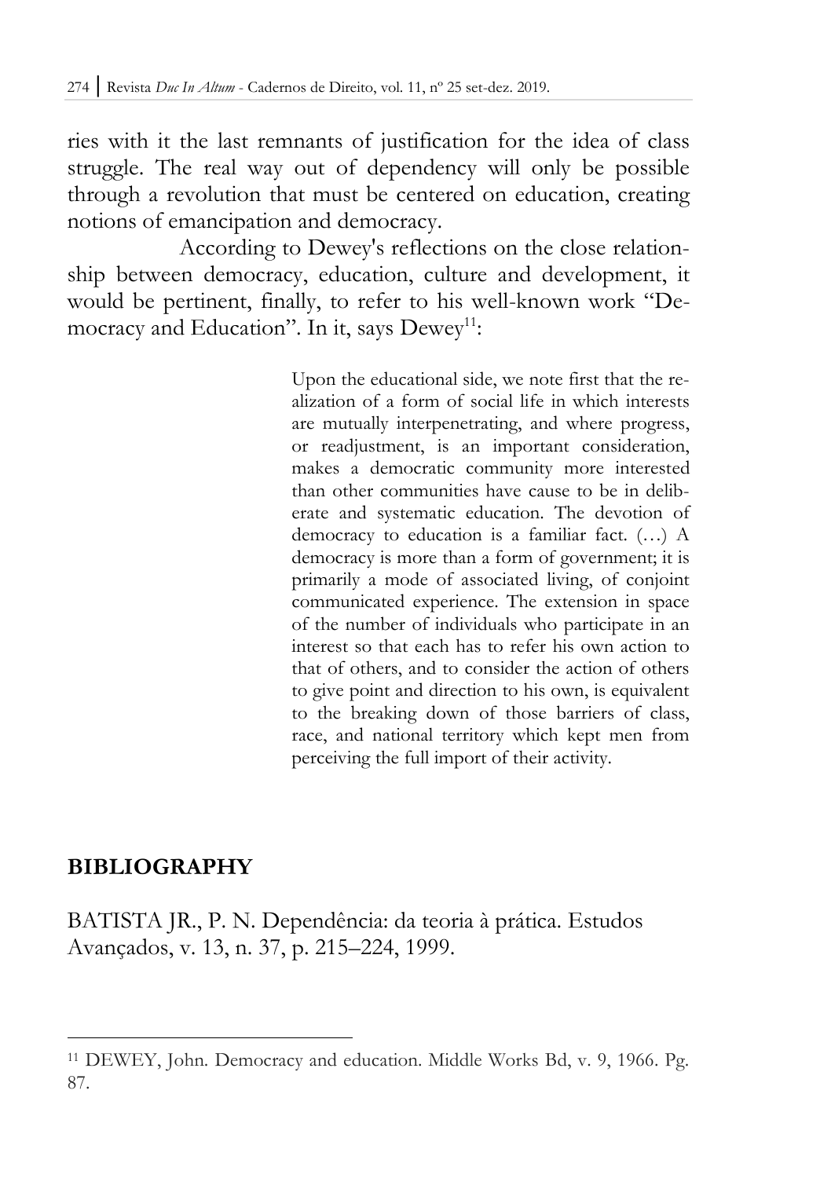ries with it the last remnants of justification for the idea of class struggle. The real way out of dependency will only be possible through a revolution that must be centered on education, creating notions of emancipation and democracy.

According to Dewey's reflections on the close relationship between democracy, education, culture and development, it would be pertinent, finally, to refer to his well-known work "Democracy and Education". In it, says Dewey[11]:

> Upon the educational side, we note first that the realization of a form of social life in which interests are mutually interpenetrating, and where progress, or readjustment, is an important consideration, makes a democratic community more interested than other communities have cause to be in deliberate and systematic education. The devotion of democracy to education is a familiar fact. (…) A democracy is more than a form of government; it is primarily a mode of associated living, of conjoint communicated experience. The extension in space of the number of individuals who participate in an interest so that each has to refer his own action to that of others, and to consider the action of others to give point and direction to his own, is equivalent to the breaking down of those barriers of class, race, and national territory which kept men from perceiving the full import of their activity.

## BIBLIOGRAPHY

BATISTA JR., P. N. Dependência: da teoria à prática. Estudos Avançados, v. 13, n. 37, p. 215–224, 1999.

---

[11] DEWEY, John. Democracy and education. Middle Works Bd, v. 9, 1966. Pg. 87.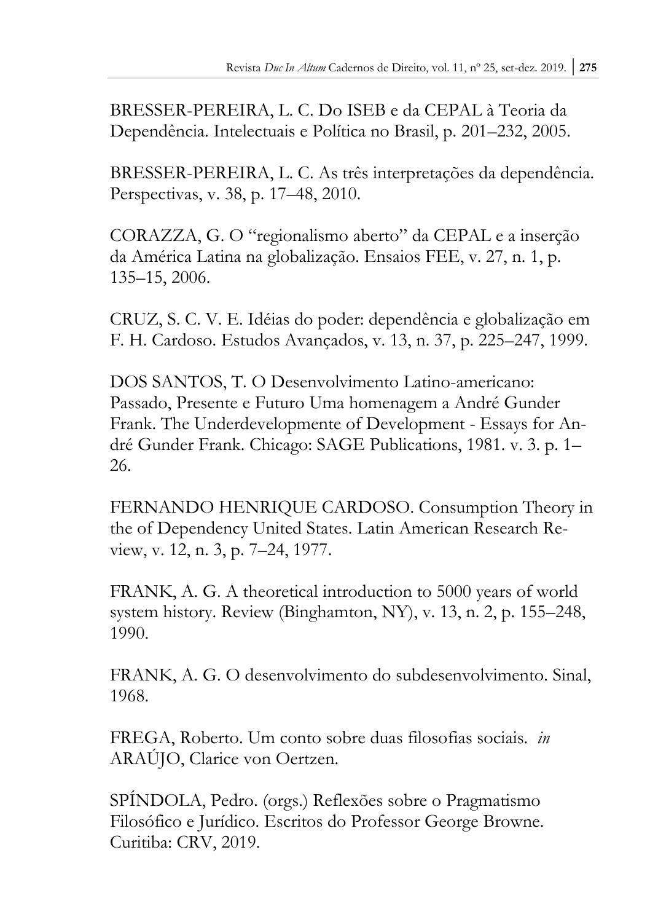BRESSER-PEREIRA, L. C. Do ISEB e da CEPAL à Teoria da Dependência. Intelectuais e Política no Brasil, p. 201–232, 2005.

BRESSER-PEREIRA, L. C. As três interpretações da dependência. Perspectivas, v. 38, p. 17–48, 2010.

CORAZZA, G. O "regionalismo aberto" da CEPAL e a inserção da América Latina na globalização. Ensaios FEE, v. 27, n. 1, p. 135–15, 2006.

CRUZ, S. C. V. E. Idéias do poder: dependência e globalização em F. H. Cardoso. Estudos Avançados, v. 13, n. 37, p. 225–247, 1999.

DOS SANTOS, T. O Desenvolvimento Latino-americano: Passado, Presente e Futuro Uma homenagem a André Gunder Frank. The Underdevelopmente of Development - Essays for André Gunder Frank. Chicago: SAGE Publications, 1981. v. 3. p. 1–26.

FERNANDO HENRIQUE CARDOSO. Consumption Theory in the of Dependency United States. Latin American Research Review, v. 12, n. 3, p. 7–24, 1977.

FRANK, A. G. A theoretical introduction to 5000 years of world system history. Review (Binghamton, NY), v. 13, n. 2, p. 155–248, 1990.

FRANK, A. G. O desenvolvimento do subdesenvolvimento. Sinal, 1968.

FREGA, Roberto. Um conto sobre duas filosofias sociais. *in* ARAÚJO, Clarice von Oertzen.

SPÍNDOLA, Pedro. (orgs.) Reflexões sobre o Pragmatismo Filosófico e Jurídico. Escritos do Professor George Browne. Curitiba: CRV, 2019.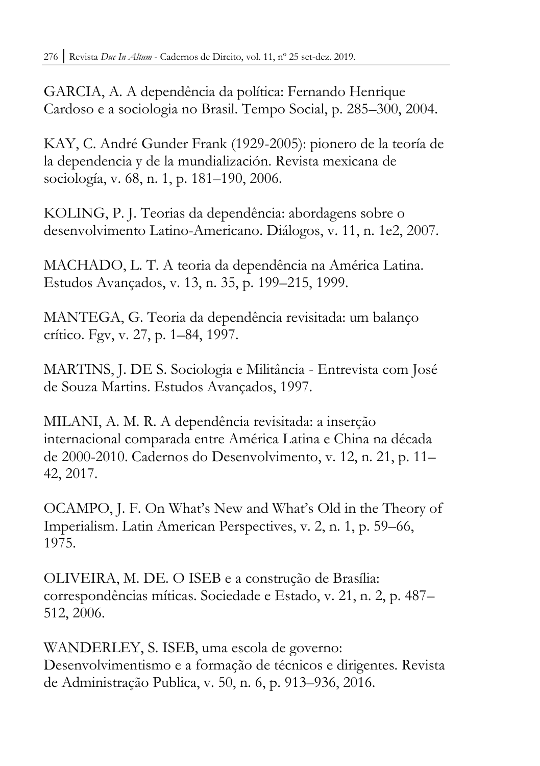GARCIA, A. A dependência da política: Fernando Henrique Cardoso e a sociologia no Brasil. Tempo Social, p. 285–300, 2004.

KAY, C. André Gunder Frank (1929-2005): pionero de la teoría de la dependencia y de la mundialización. Revista mexicana de sociología, v. 68, n. 1, p. 181–190, 2006.

KOLING, P. J. Teorias da dependência: abordagens sobre o desenvolvimento Latino-Americano. Diálogos, v. 11, n. 1e2, 2007.

MACHADO, L. T. A teoria da dependência na América Latina. Estudos Avançados, v. 13, n. 35, p. 199–215, 1999.

MANTEGA, G. Teoria da dependência revisitada: um balanço crítico. Fgv, v. 27, p. 1–84, 1997.

MARTINS, J. DE S. Sociologia e Militância - Entrevista com José de Souza Martins. Estudos Avançados, 1997.

MILANI, A. M. R. A dependência revisitada: a inserção internacional comparada entre América Latina e China na década de 2000-2010. Cadernos do Desenvolvimento, v. 12, n. 21, p. 11–42, 2017.

OCAMPO, J. F. On What's New and What's Old in the Theory of Imperialism. Latin American Perspectives, v. 2, n. 1, p. 59–66, 1975.

OLIVEIRA, M. DE. O ISEB e a construção de Brasília: correspondências míticas. Sociedade e Estado, v. 21, n. 2, p. 487–512, 2006.

WANDERLEY, S. ISEB, uma escola de governo: Desenvolvimentismo e a formação de técnicos e dirigentes. Revista de Administração Publica, v. 50, n. 6, p. 913–936, 2016.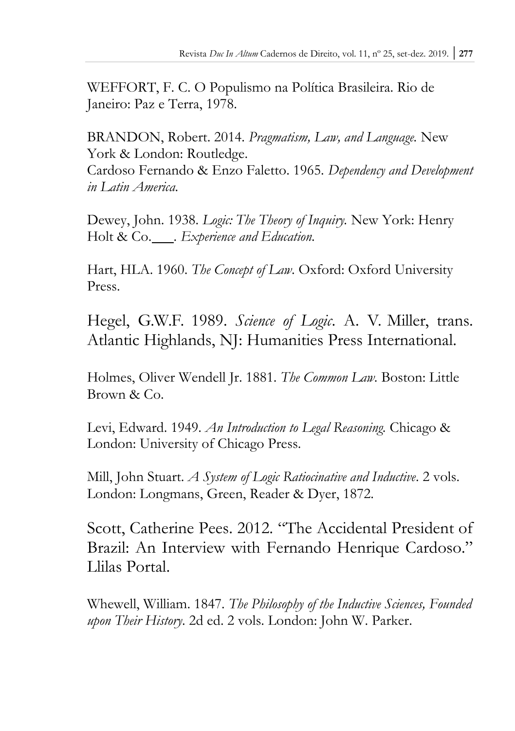WEFFORT, F. C. O Populismo na Política Brasileira. Rio de Janeiro: Paz e Terra, 1978.

BRANDON, Robert. 2014. *Pragmatism, Law, and Language.* New York & London: Routledge.
Cardoso Fernando & Enzo Faletto. 1965. *Dependency and Development in Latin America.*

Dewey, John. 1938. *Logic: The Theory of Inquiry.* New York: Henry Holt & Co.\_\_\_. *Experience and Education.*

Hart, HLA. 1960. *The Concept of Law*. Oxford: Oxford University Press.

Hegel, G.W.F. 1989. *Science of Logic*. A. V. Miller, trans. Atlantic Highlands, NJ: Humanities Press International.

Holmes, Oliver Wendell Jr. 1881. *The Common Law*. Boston: Little Brown & Co.

Levi, Edward. 1949. *An Introduction to Legal Reasoning.* Chicago & London: University of Chicago Press.

Mill, John Stuart. *A System of Logic Ratiocinative and Inductive*. 2 vols. London: Longmans, Green, Reader & Dyer, 1872.

Scott, Catherine Pees. 2012. "The Accidental President of Brazil: An Interview with Fernando Henrique Cardoso." Llilas Portal.

Whewell, William. 1847. *The Philosophy of the Inductive Sciences, Founded upon Their History*. 2d ed. 2 vols. London: John W. Parker.